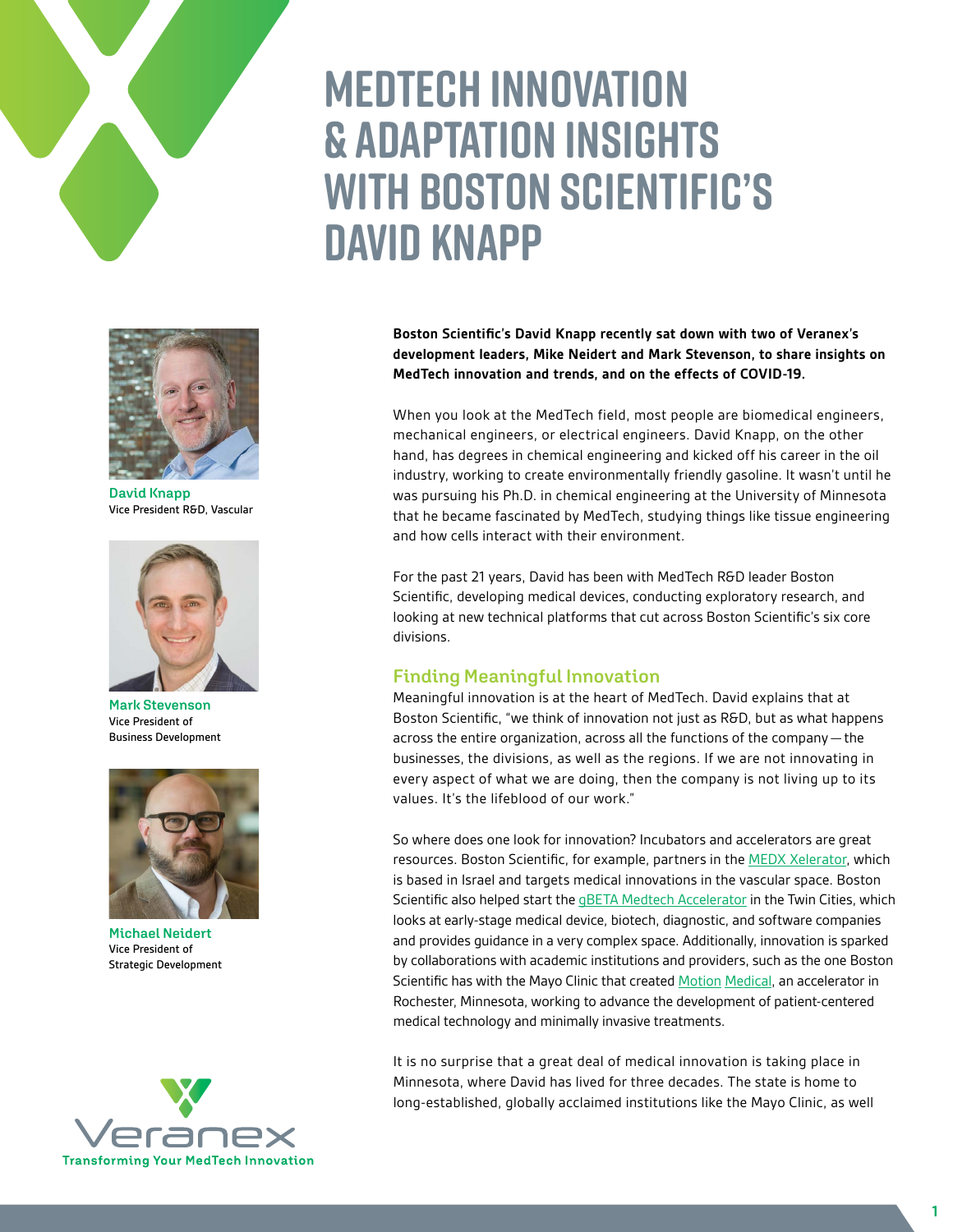# MEDTECH INNOVATION & ADAPTATION INSIGHTS WITH BOSTON SCIENTIFIC'S DAVID KNAPP

**David Knapp**
Vice President R&D, Vascular

**Mark Stevenson**
Vice President of Business Development

**Michael Neidert**
Vice President of Strategic Development

Veranex
Transforming Your MedTech Innovation

**Boston Scientific's David Knapp recently sat down with two of Veranex's development leaders, Mike Neidert and Mark Stevenson, to share insights on MedTech innovation and trends, and on the effects of COVID-19.**

When you look at the MedTech field, most people are biomedical engineers, mechanical engineers, or electrical engineers. David Knapp, on the other hand, has degrees in chemical engineering and kicked off his career in the oil industry, working to create environmentally friendly gasoline. It wasn't until he was pursuing his Ph.D. in chemical engineering at the University of Minnesota that he became fascinated by MedTech, studying things like tissue engineering and how cells interact with their environment.

For the past 21 years, David has been with MedTech R&D leader Boston Scientific, developing medical devices, conducting exploratory research, and looking at new technical platforms that cut across Boston Scientific's six core divisions.

## Finding Meaningful Innovation

Meaningful innovation is at the heart of MedTech. David explains that at Boston Scientific, "we think of innovation not just as R&D, but as what happens across the entire organization, across all the functions of the company — the businesses, the divisions, as well as the regions. If we are not innovating in every aspect of what we are doing, then the company is not living up to its values. It's the lifeblood of our work."

So where does one look for innovation? Incubators and accelerators are great resources. Boston Scientific, for example, partners in the MEDX Xelerator, which is based in Israel and targets medical innovations in the vascular space. Boston Scientific also helped start the gBETA Medtech Accelerator in the Twin Cities, which looks at early-stage medical device, biotech, diagnostic, and software companies and provides guidance in a very complex space. Additionally, innovation is sparked by collaborations with academic institutions and providers, such as the one Boston Scientific has with the Mayo Clinic that created Motion Medical, an accelerator in Rochester, Minnesota, working to advance the development of patient-centered medical technology and minimally invasive treatments.

It is no surprise that a great deal of medical innovation is taking place in Minnesota, where David has lived for three decades. The state is home to long-established, globally acclaimed institutions like the Mayo Clinic, as well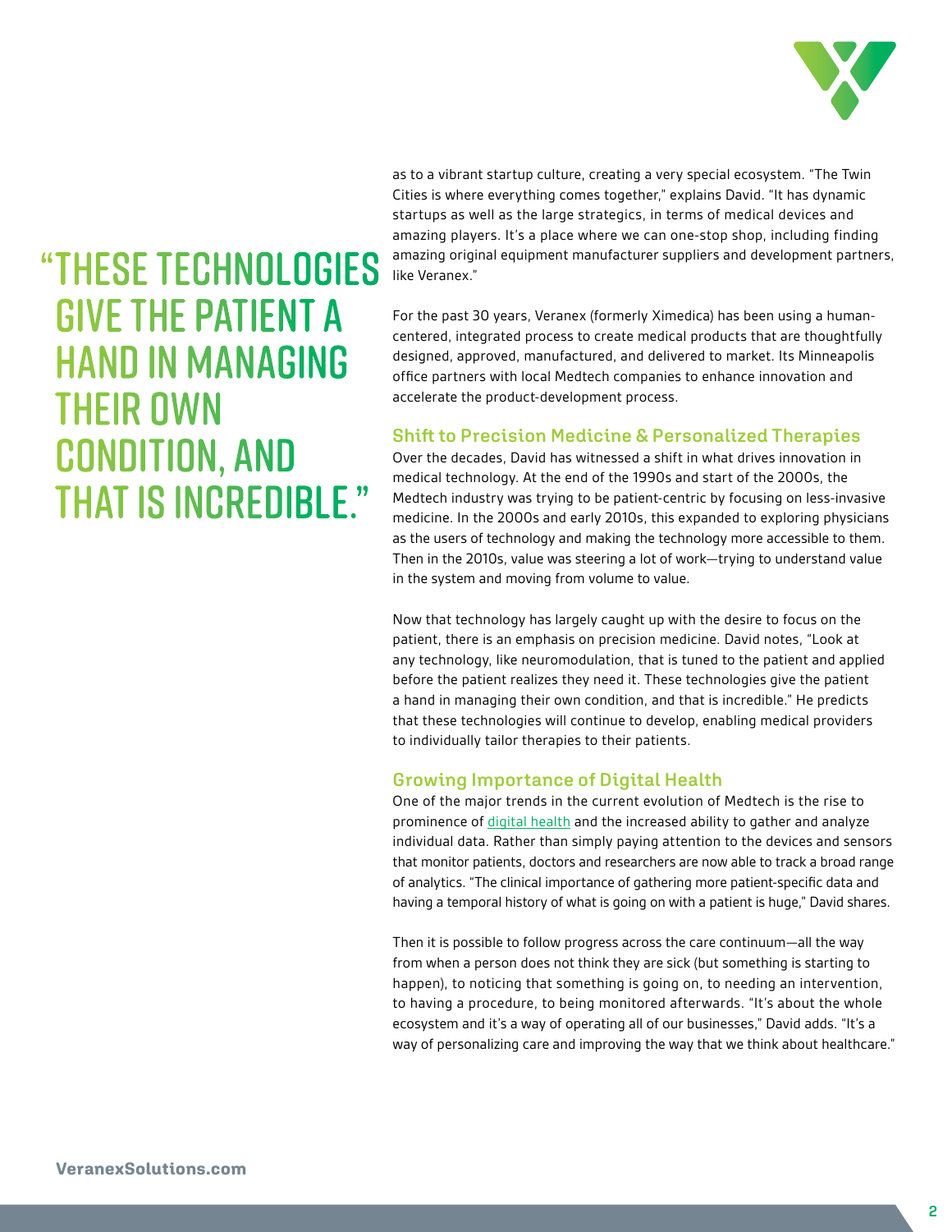> **"These technologies give the patient a hand in managing their own condition, and that is incredible."**

as to a vibrant startup culture, creating a very special ecosystem. "The Twin Cities is where everything comes together," explains David. "It has dynamic startups as well as the large strategics, in terms of medical devices and amazing players. It's a place where we can one-stop shop, including finding amazing original equipment manufacturer suppliers and development partners, like Veranex."

For the past 30 years, Veranex (formerly Ximedica) has been using a human-centered, integrated process to create medical products that are thoughtfully designed, approved, manufactured, and delivered to market. Its Minneapolis office partners with local Medtech companies to enhance innovation and accelerate the product-development process.

## Shift to Precision Medicine & Personalized Therapies

Over the decades, David has witnessed a shift in what drives innovation in medical technology. At the end of the 1990s and start of the 2000s, the Medtech industry was trying to be patient-centric by focusing on less-invasive medicine. In the 2000s and early 2010s, this expanded to exploring physicians as the users of technology and making the technology more accessible to them. Then in the 2010s, value was steering a lot of work—trying to understand value in the system and moving from volume to value.

Now that technology has largely caught up with the desire to focus on the patient, there is an emphasis on precision medicine. David notes, "Look at any technology, like neuromodulation, that is tuned to the patient and applied before the patient realizes they need it. These technologies give the patient a hand in managing their own condition, and that is incredible." He predicts that these technologies will continue to develop, enabling medical providers to individually tailor therapies to their patients.

## Growing Importance of Digital Health

One of the major trends in the current evolution of Medtech is the rise to prominence of digital health and the increased ability to gather and analyze individual data. Rather than simply paying attention to the devices and sensors that monitor patients, doctors and researchers are now able to track a broad range of analytics. "The clinical importance of gathering more patient-specific data and having a temporal history of what is going on with a patient is huge," David shares.

Then it is possible to follow progress across the care continuum—all the way from when a person does not think they are sick (but something is starting to happen), to noticing that something is going on, to needing an intervention, to having a procedure, to being monitored afterwards. "It's about the whole ecosystem and it's a way of operating all of our businesses," David adds. "It's a way of personalizing care and improving the way that we think about healthcare."

VeranexSolutions.com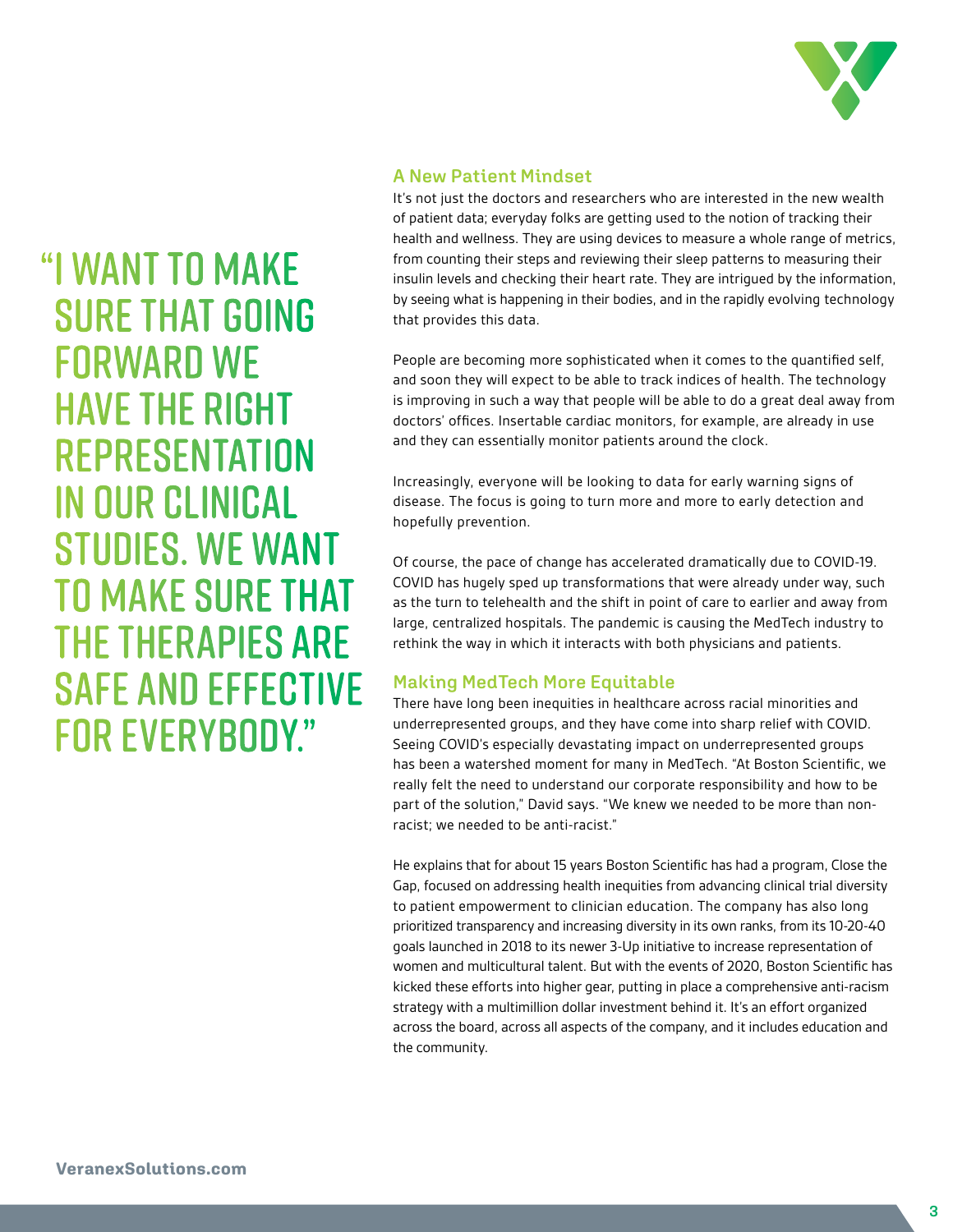> "I want to make sure that going forward we have the right representation in our clinical studies. We want to make sure that the therapies are safe and effective for everybody."

## A New Patient Mindset

It's not just the doctors and researchers who are interested in the new wealth of patient data; everyday folks are getting used to the notion of tracking their health and wellness. They are using devices to measure a whole range of metrics, from counting their steps and reviewing their sleep patterns to measuring their insulin levels and checking their heart rate. They are intrigued by the information, by seeing what is happening in their bodies, and in the rapidly evolving technology that provides this data.

People are becoming more sophisticated when it comes to the quantified self, and soon they will expect to be able to track indices of health. The technology is improving in such a way that people will be able to do a great deal away from doctors' offices. Insertable cardiac monitors, for example, are already in use and they can essentially monitor patients around the clock.

Increasingly, everyone will be looking to data for early warning signs of disease. The focus is going to turn more and more to early detection and hopefully prevention.

Of course, the pace of change has accelerated dramatically due to COVID-19. COVID has hugely sped up transformations that were already under way, such as the turn to telehealth and the shift in point of care to earlier and away from large, centralized hospitals. The pandemic is causing the MedTech industry to rethink the way in which it interacts with both physicians and patients.

## Making MedTech More Equitable

There have long been inequities in healthcare across racial minorities and underrepresented groups, and they have come into sharp relief with COVID. Seeing COVID's especially devastating impact on underrepresented groups has been a watershed moment for many in MedTech. "At Boston Scientific, we really felt the need to understand our corporate responsibility and how to be part of the solution," David says. "We knew we needed to be more than non-racist; we needed to be anti-racist."

He explains that for about 15 years Boston Scientific has had a program, Close the Gap, focused on addressing health inequities from advancing clinical trial diversity to patient empowerment to clinician education. The company has also long prioritized transparency and increasing diversity in its own ranks, from its 10-20-40 goals launched in 2018 to its newer 3-Up initiative to increase representation of women and multicultural talent. But with the events of 2020, Boston Scientific has kicked these efforts into higher gear, putting in place a comprehensive anti-racism strategy with a multimillion dollar investment behind it. It's an effort organized across the board, across all aspects of the company, and it includes education and the community.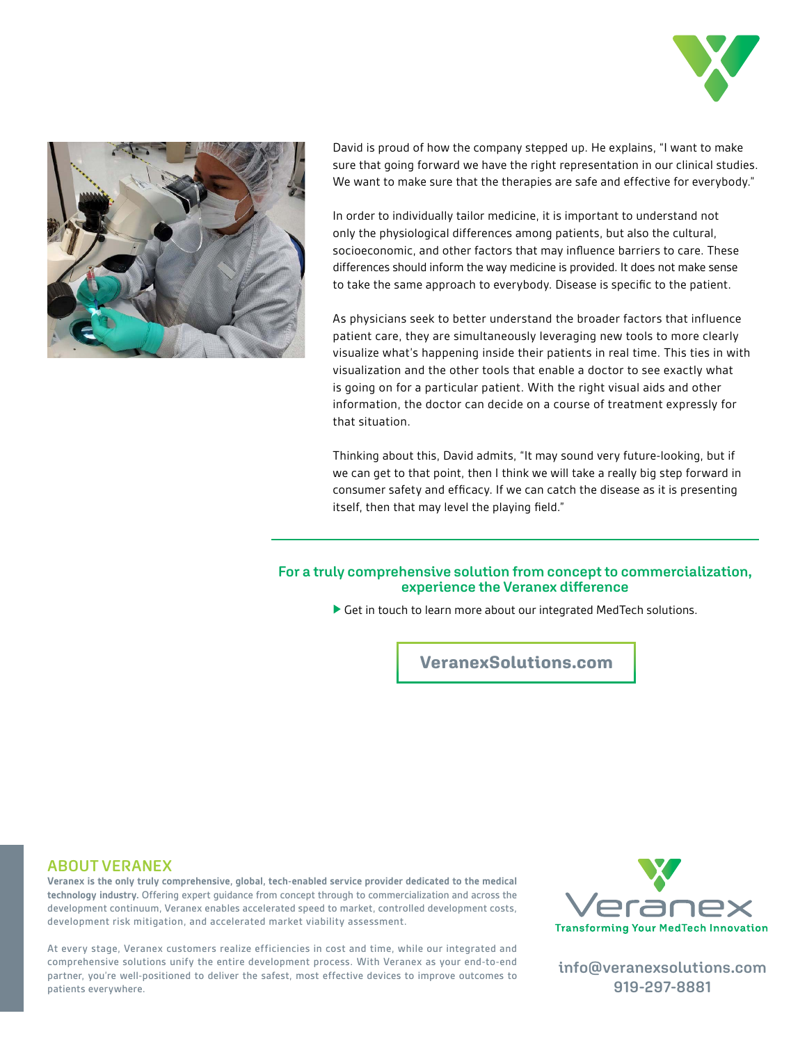David is proud of how the company stepped up. He explains, "I want to make sure that going forward we have the right representation in our clinical studies. We want to make sure that the therapies are safe and effective for everybody."

In order to individually tailor medicine, it is important to understand not only the physiological differences among patients, but also the cultural, socioeconomic, and other factors that may influence barriers to care. These differences should inform the way medicine is provided. It does not make sense to take the same approach to everybody. Disease is specific to the patient.

As physicians seek to better understand the broader factors that influence patient care, they are simultaneously leveraging new tools to more clearly visualize what's happening inside their patients in real time. This ties in with visualization and the other tools that enable a doctor to see exactly what is going on for a particular patient. With the right visual aids and other information, the doctor can decide on a course of treatment expressly for that situation.

Thinking about this, David admits, "It may sound very future-looking, but if we can get to that point, then I think we will take a really big step forward in consumer safety and efficacy. If we can catch the disease as it is presenting itself, then that may level the playing field."

---

**For a truly comprehensive solution from concept to commercialization, experience the Veranex difference**

▶ Get in touch to learn more about our integrated MedTech solutions.

**VeranexSolutions.com**

## ABOUT VERANEX

**Veranex is the only truly comprehensive, global, tech-enabled service provider dedicated to the medical technology industry.** Offering expert guidance from concept through to commercialization and across the development continuum, Veranex enables accelerated speed to market, controlled development costs, development risk mitigation, and accelerated market viability assessment.

At every stage, Veranex customers realize efficiencies in cost and time, while our integrated and comprehensive solutions unify the entire development process. With Veranex as your end-to-end partner, you're well-positioned to deliver the safest, most effective devices to improve outcomes to patients everywhere.

Veranex
Transforming Your MedTech Innovation

info@veranexsolutions.com
919-297-8881